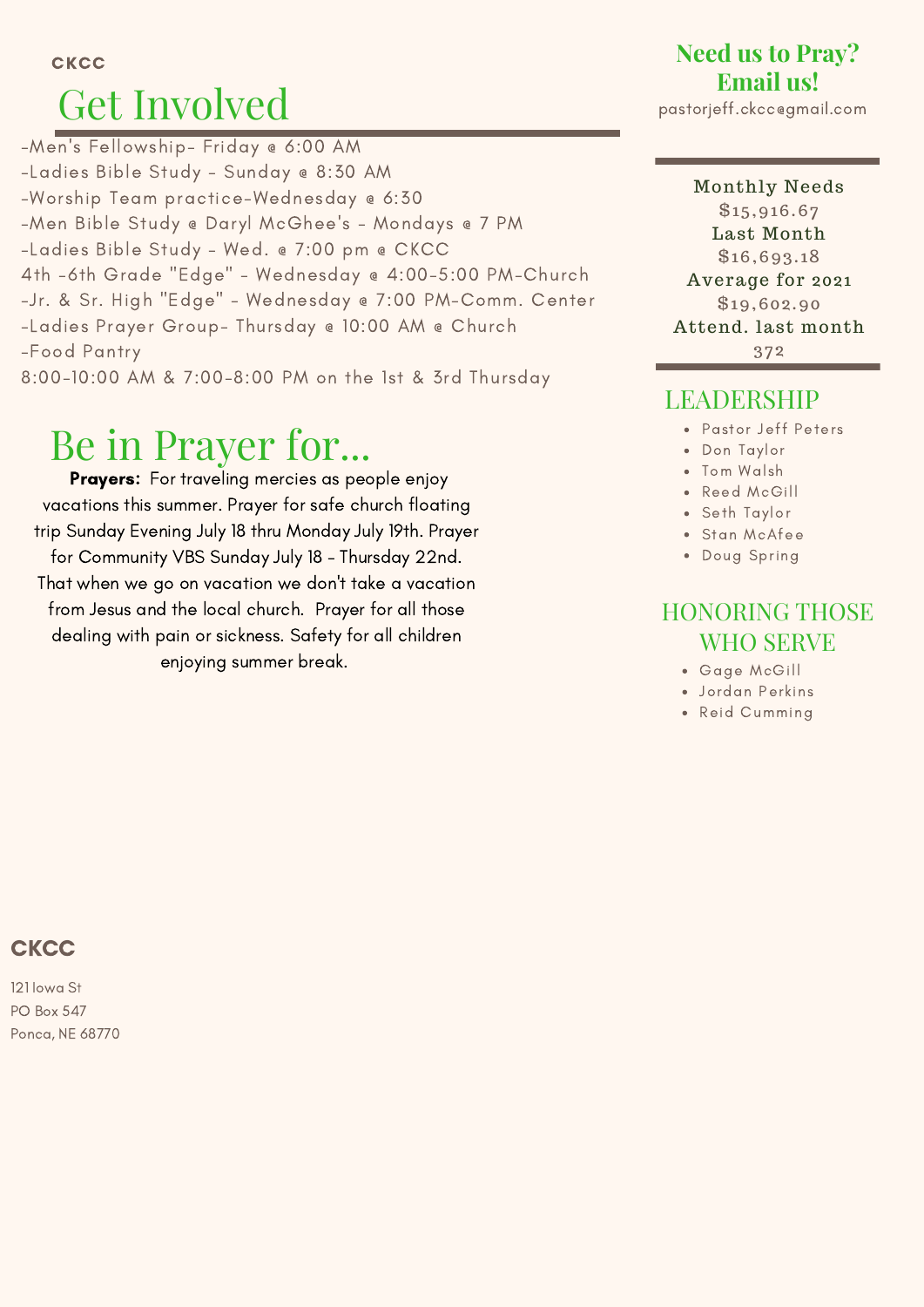CKCC

# Get Involved

-Men's Fellowship- Friday @ 6:00 AM
-Ladies Bible Study - Sunday @ 8:30 AM
-Worship Team practice-Wednesday @ 6:30
-Men Bible Study @ Daryl McGhee's - Mondays @ 7 PM
-Ladies Bible Study - Wed. @ 7:00 pm @ CKCC
4th -6th Grade "Edge" - Wednesday @ 4:00-5:00 PM-Church
-Jr. & Sr. High "Edge" - Wednesday @ 7:00 PM-Comm. Center
-Ladies Prayer Group- Thursday @ 10:00 AM @ Church
-Food Pantry
8:00-10:00 AM & 7:00-8:00 PM on the 1st & 3rd Thursday

# Be in Prayer for...

**Prayers:** For traveling mercies as people enjoy vacations this summer. Prayer for safe church floating trip Sunday Evening July 18 thru Monday July 19th. Prayer for Community VBS Sunday July 18 - Thursday 22nd. That when we go on vacation we don't take a vacation from Jesus and the local church. Prayer for all those dealing with pain or sickness. Safety for all children enjoying summer break.

## Need us to Pray? Email us!

pastorjeff.ckcc@gmail.com

Monthly Needs
$15,916.67
Last Month
$16,693.18
Average for 2021
$19,602.90
Attend. last month
372

## LEADERSHIP

- Pastor Jeff Peters
- Don Taylor
- Tom Walsh
- Reed McGill
- Seth Taylor
- Stan McAfee
- Doug Spring

## HONORING THOSE WHO SERVE

- Gage McGill
- Jordan Perkins
- Reid Cumming

**CKCC**

121 Iowa St
PO Box 547
Ponca, NE 68770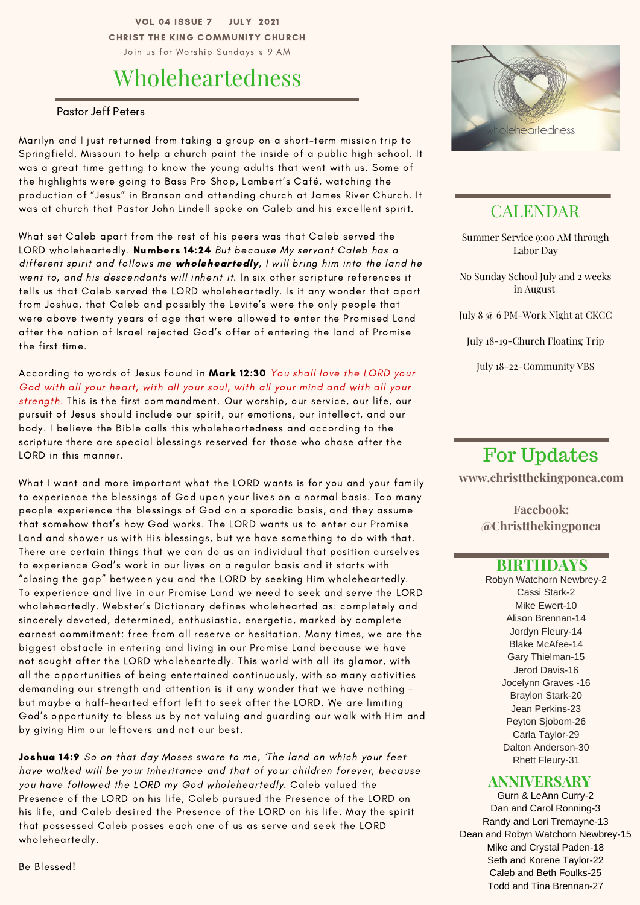VOL 04 ISSUE 7 JULY 2021

CHRIST THE KING COMMUNITY CHURCH

Join us for Worship Sundays @ 9 AM

# Wholeheartedness

Pastor Jeff Peters

Marilyn and I just returned from taking a group on a short-term mission trip to Springfield, Missouri to help a church paint the inside of a public high school. It was a great time getting to know the young adults that went with us. Some of the highlights were going to Bass Pro Shop, Lambert's Café, watching the production of "Jesus" in Branson and attending church at James River Church. It was at church that Pastor John Lindell spoke on Caleb and his excellent spirit.

What set Caleb apart from the rest of his peers was that Caleb served the LORD wholeheartedly. **Numbers 14:24** *But because My servant Caleb has a different spirit and follows me* ***wholeheartedly****, I will bring him into the land he went to, and his descendants will inherit it.* In six other scripture references it tells us that Caleb served the LORD wholeheartedly. Is it any wonder that apart from Joshua, that Caleb and possibly the Levite's were the only people that were above twenty years of age that were allowed to enter the Promised Land after the nation of Israel rejected God's offer of entering the land of Promise the first time.

According to words of Jesus found in **Mark 12:30** *You shall love the LORD your God with all your heart, with all your soul, with all your mind and with all your strength.* This is the first commandment. Our worship, our service, our life, our pursuit of Jesus should include our spirit, our emotions, our intellect, and our body. I believe the Bible calls this wholeheartedness and according to the scripture there are special blessings reserved for those who chase after the LORD in this manner.

What I want and more important what the LORD wants is for you and your family to experience the blessings of God upon your lives on a normal basis. Too many people experience the blessings of God on a sporadic basis, and they assume that somehow that's how God works. The LORD wants us to enter our Promise Land and shower us with His blessings, but we have something to do with that. There are certain things that we can do as an individual that position ourselves to experience God's work in our lives on a regular basis and it starts with "closing the gap" between you and the LORD by seeking Him wholeheartedly. To experience and live in our Promise Land we need to seek and serve the LORD wholeheartedly. Webster's Dictionary defines wholehearted as: completely and sincerely devoted, determined, enthusiastic, energetic, marked by complete earnest commitment: free from all reserve or hesitation. Many times, we are the biggest obstacle in entering and living in our Promise Land because we have not sought after the LORD wholeheartedly. This world with all its glamor, with all the opportunities of being entertained continuously, with so many activities demanding our strength and attention is it any wonder that we have nothing - but maybe a half-hearted effort left to seek after the LORD. We are limiting God's opportunity to bless us by not valuing and guarding our walk with Him and by giving Him our leftovers and not our best.

**Joshua 14:9** *So on that day Moses swore to me, 'The land on which your feet have walked will be your inheritance and that of your children forever, because you have followed the LORD my God wholeheartedly.* Caleb valued the Presence of the LORD on his life, Caleb pursued the Presence of the LORD on his life, and Caleb desired the Presence of the LORD on his life. May the spirit that possessed Caleb posses each one of us as serve and seek the LORD wholeheartedly.

Be Blessed!

## CALENDAR

Summer Service 9:00 AM through Labor Day

No Sunday School July and 2 weeks in August

July 8 @ 6 PM-Work Night at CKCC

July 18-19-Church Floating Trip

July 18-22-Community VBS

## For Updates

**www.christthekingponca.com**

**Facebook: @Christthekingponca**

## BIRTHDAYS

Robyn Watchorn Newbrey-2
Cassi Stark-2
Mike Ewert-10
Alison Brennan-14
Jordyn Fleury-14
Blake McAfee-14
Gary Thielman-15
Jerod Davis-16
Jocelynn Graves -16
Braylon Stark-20
Jean Perkins-23
Peyton Sjobom-26
Carla Taylor-29
Dalton Anderson-30
Rhett Fleury-31

## ANNIVERSARY

Gurn & LeAnn Curry-2
Dan and Carol Ronning-3
Randy and Lori Tremayne-13
Dean and Robyn Watchorn Newbrey-15
Mike and Crystal Paden-18
Seth and Korene Taylor-22
Caleb and Beth Foulks-25
Todd and Tina Brennan-27